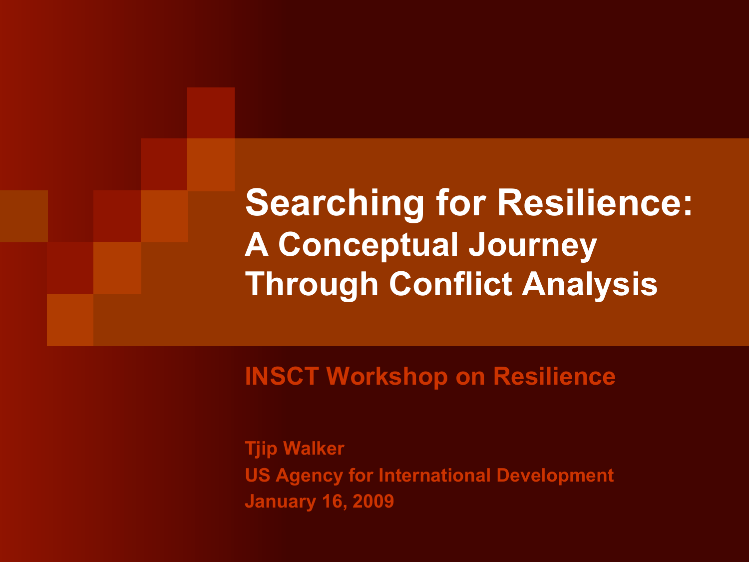# Searching for Resilience:

## A Conceptual Journey Through Conflict Analysis

**INSCT Workshop on Resilience**

**Tjip Walker**

**US Agency for International Development**

**January 16, 2009**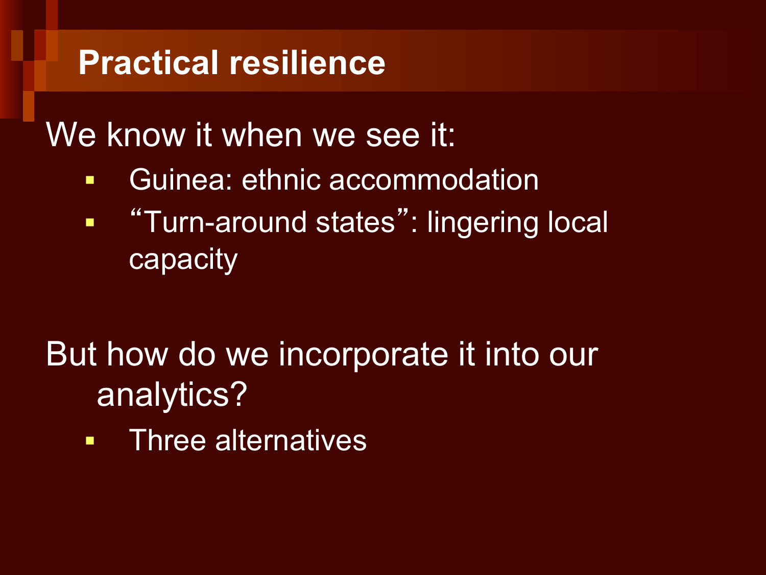# Practical resilience

We know it when we see it:

- Guinea: ethnic accommodation
- "Turn-around states": lingering local capacity

But how do we incorporate it into our analytics?

- Three alternatives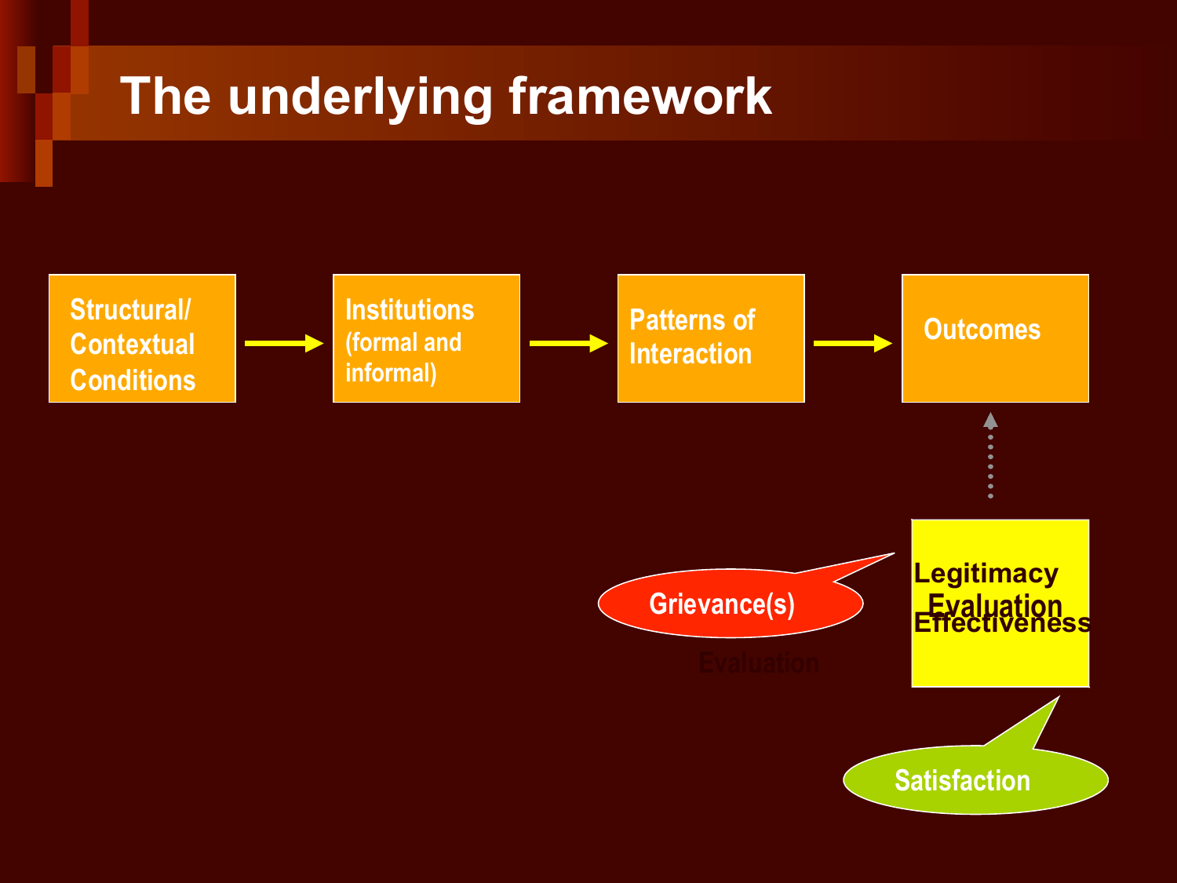# The underlying framework

Structural/ Contextual Conditions → Institutions (formal and informal) → Patterns of Interaction → Outcomes

Legitimacy
Evaluation
Effectiveness

Grievance(s)

Evaluation

Satisfaction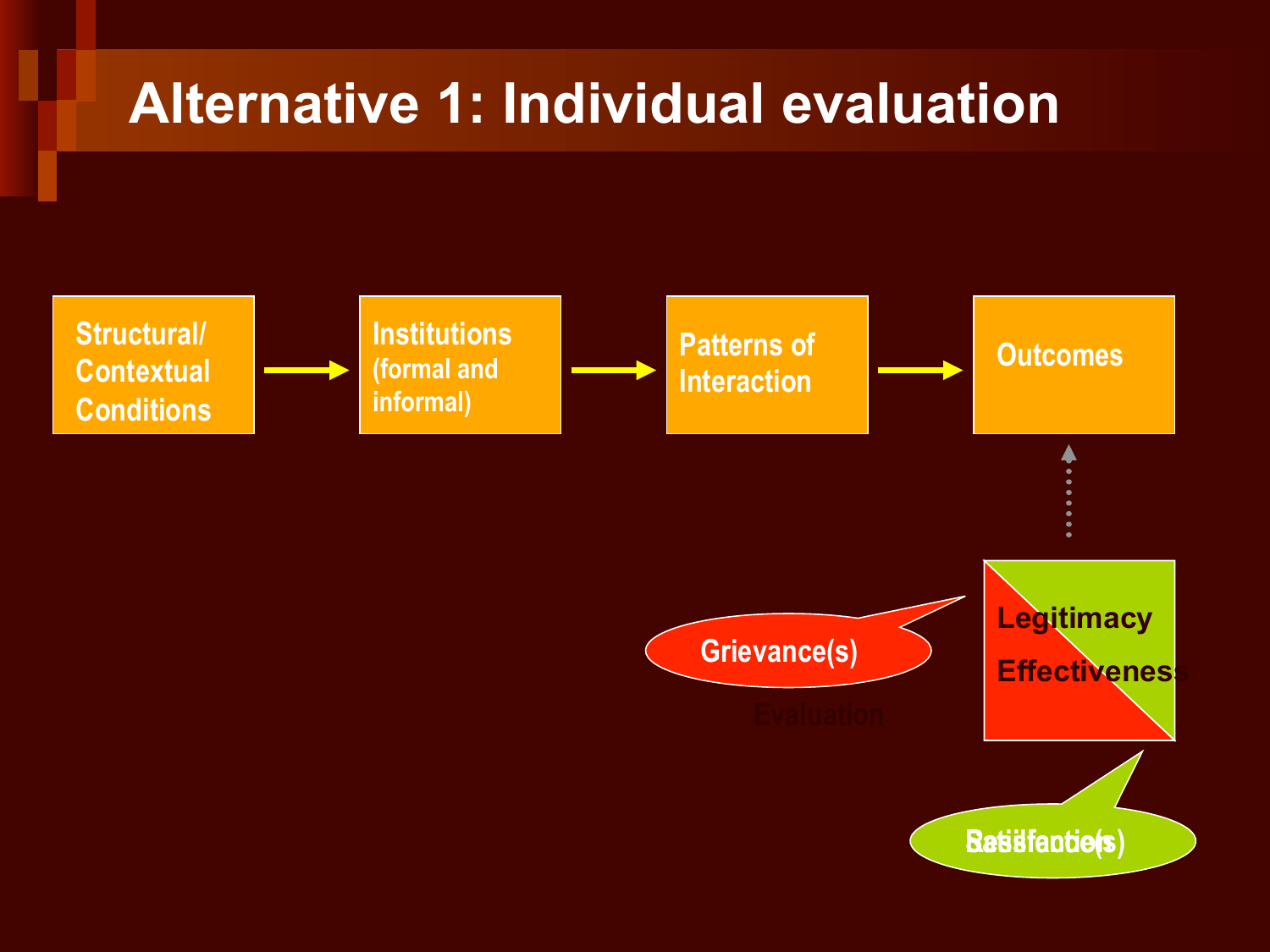# Alternative 1: Individual evaluation

Structural/ Contextual Conditions → Institutions (formal and informal) → Patterns of Interaction → Outcomes

Legitimacy

Effectiveness

Grievance(s)

Evaluation

Satisfaction(s)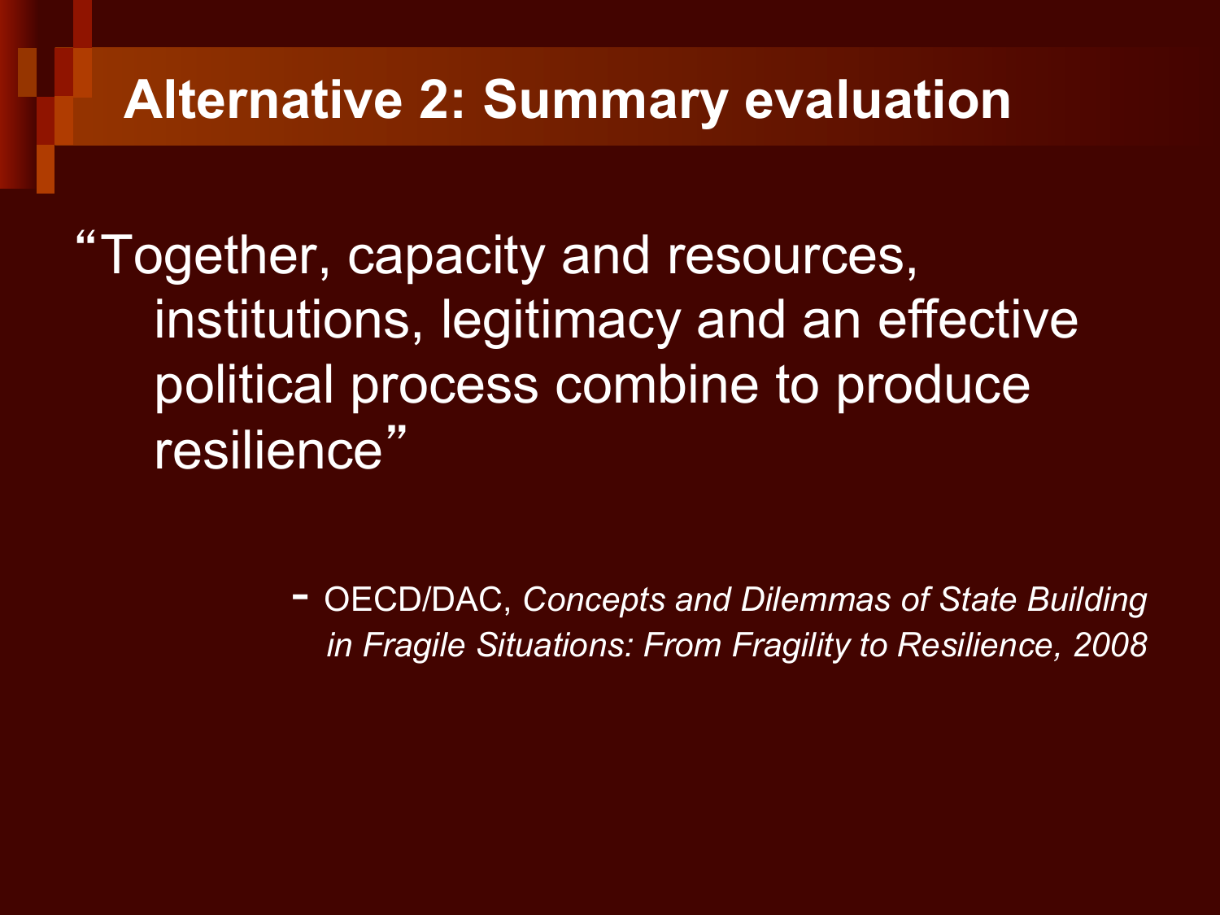# Alternative 2: Summary evaluation

"Together, capacity and resources, institutions, legitimacy and an effective political process combine to produce resilience"

- OECD/DAC, *Concepts and Dilemmas of State Building in Fragile Situations: From Fragility to Resilience, 2008*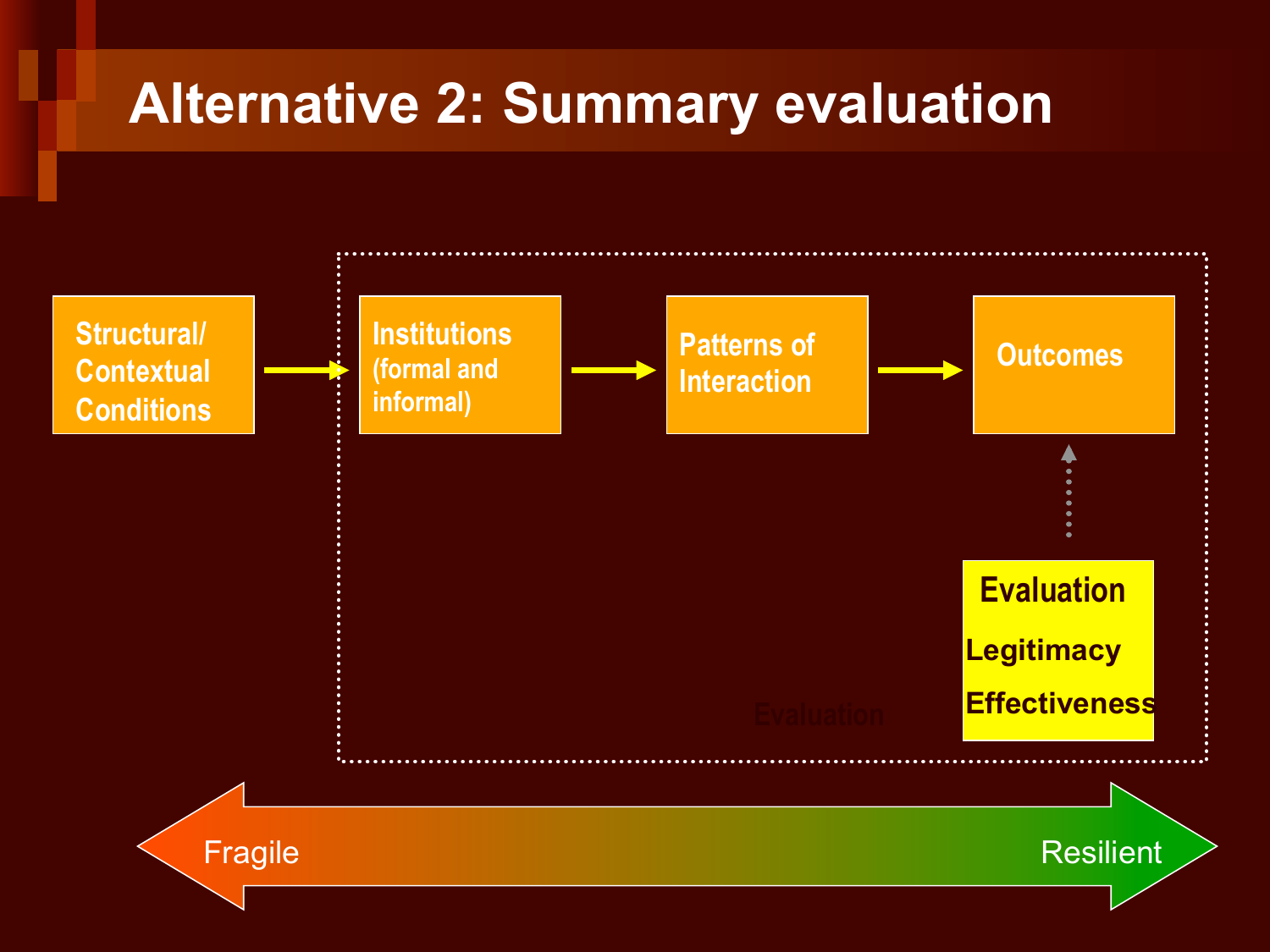# Alternative 2: Summary evaluation

Structural/ Contextual Conditions → Institutions (formal and informal) → Patterns of Interaction → Outcomes

**Evaluation**

**Legitimacy**

**Effectiveness**

Evaluation

Fragile ↔ Resilient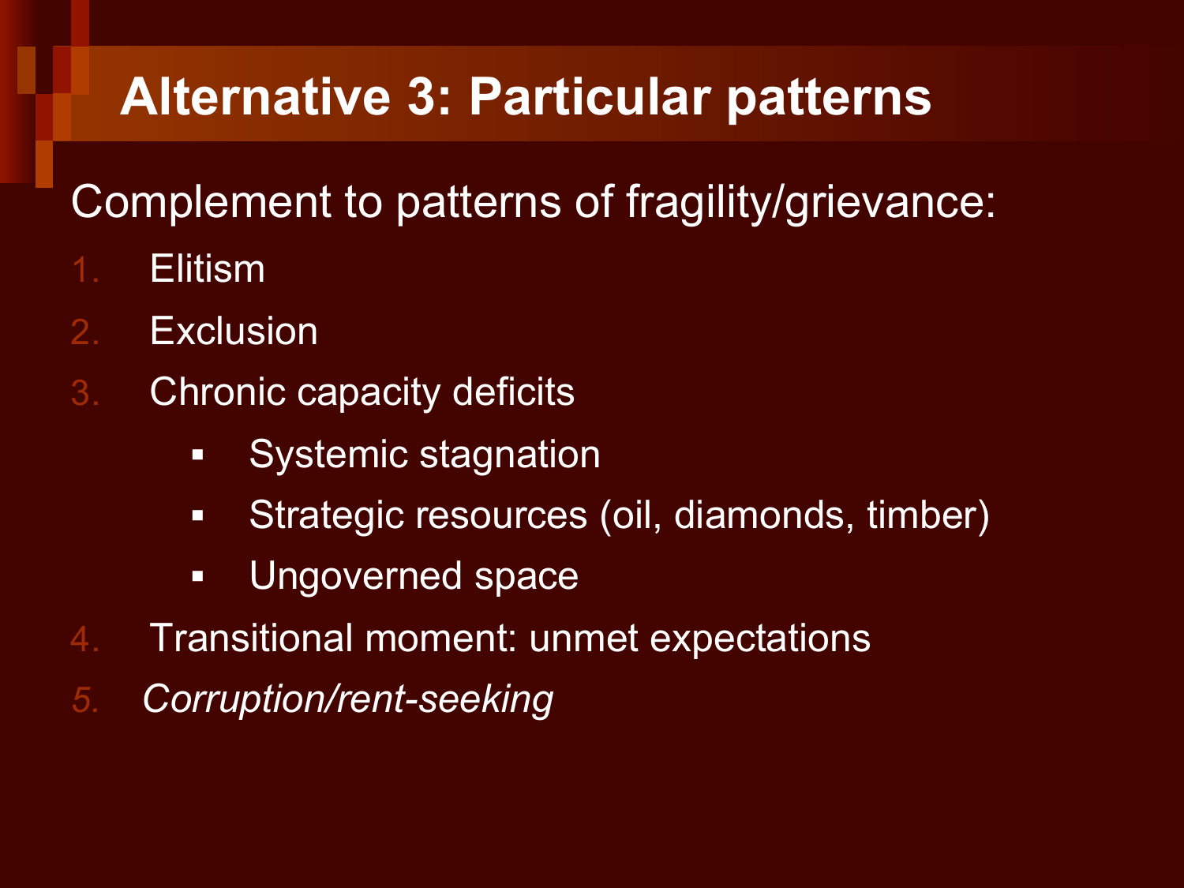# Alternative 3: Particular patterns

Complement to patterns of fragility/grievance:

1. Elitism
2. Exclusion
3. Chronic capacity deficits
   - Systemic stagnation
   - Strategic resources (oil, diamonds, timber)
   - Ungoverned space
4. Transitional moment: unmet expectations
5. *Corruption/rent-seeking*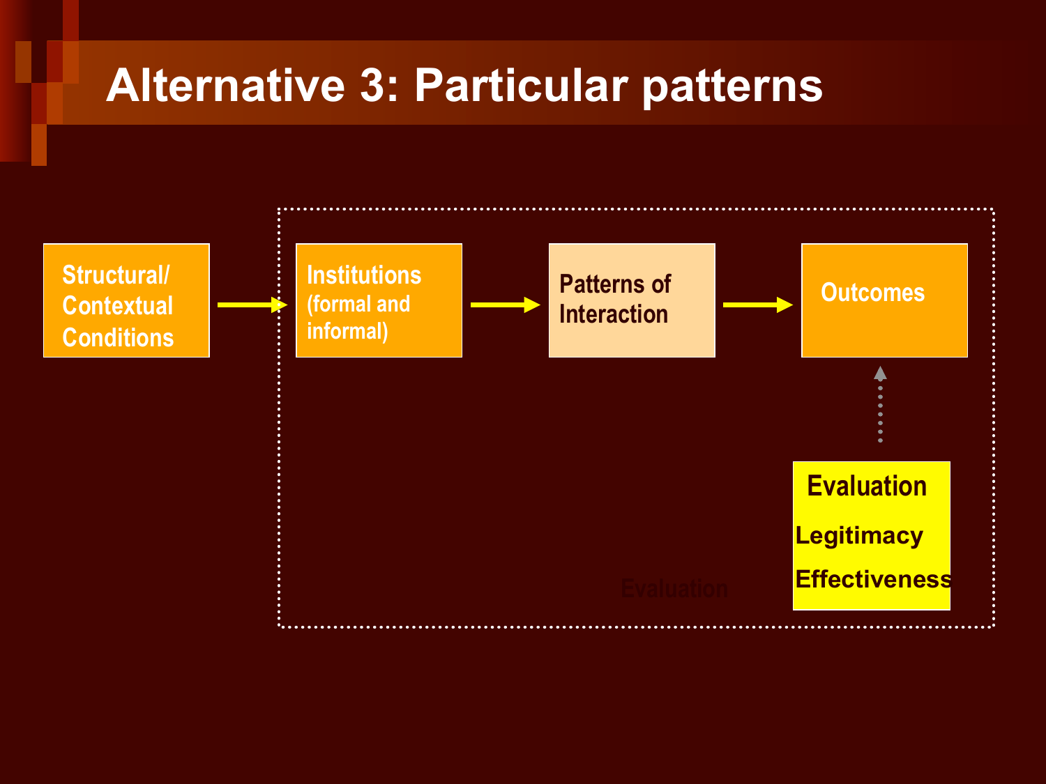# Alternative 3: Particular patterns

Structural/ Contextual Conditions → Institutions (formal and informal) → Patterns of Interaction → Outcomes

Evaluation

Legitimacy

Effectiveness

Evaluation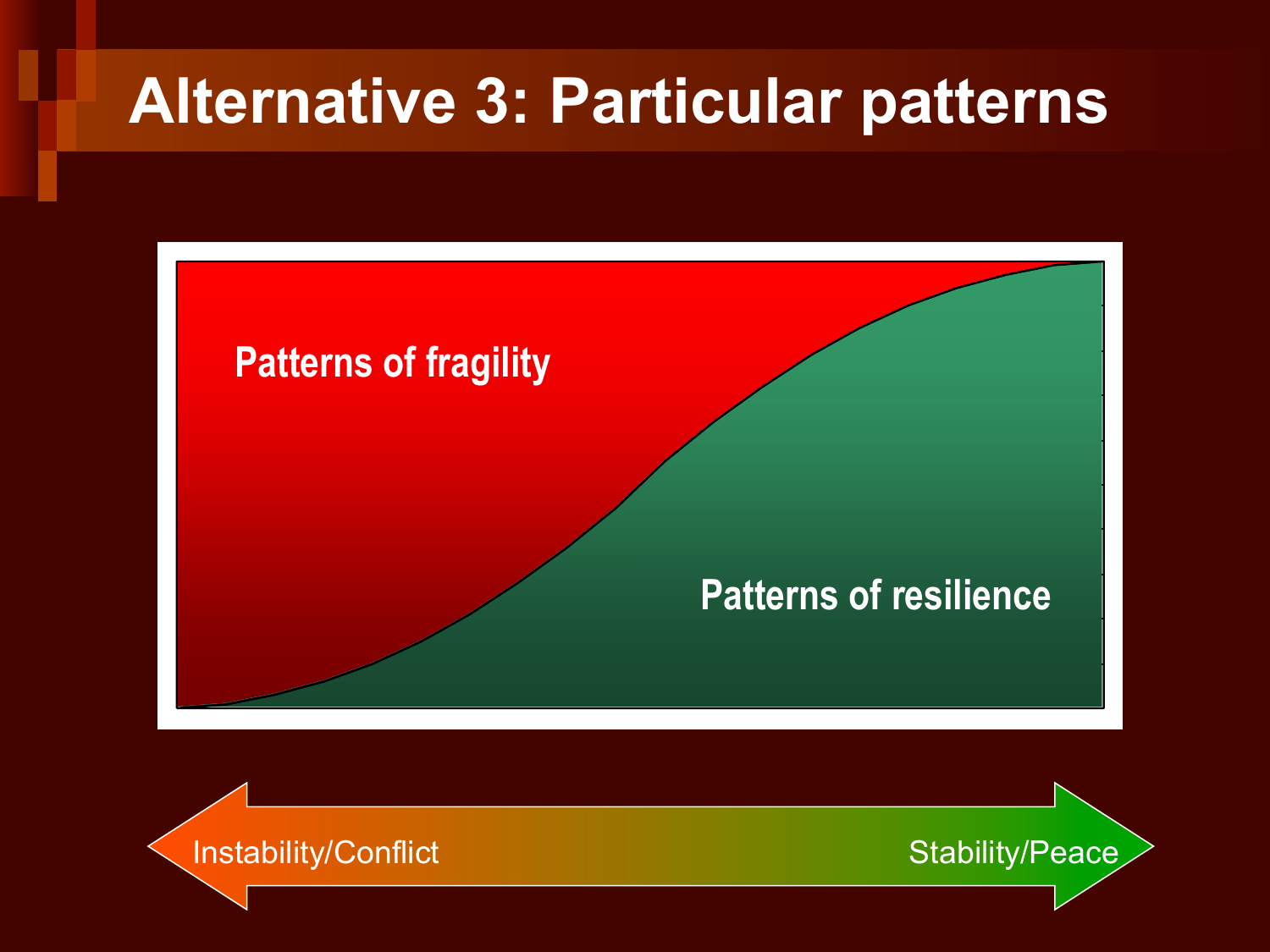# Alternative 3: Particular patterns

Patterns of fragility

Patterns of resilience

Instability/Conflict

Stability/Peace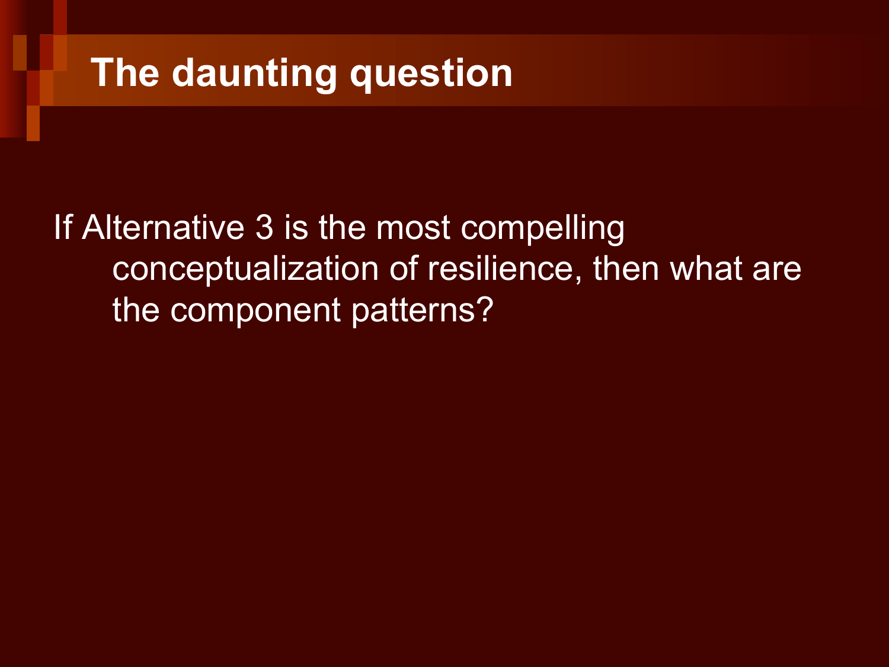# The daunting question

If Alternative 3 is the most compelling conceptualization of resilience, then what are the component patterns?